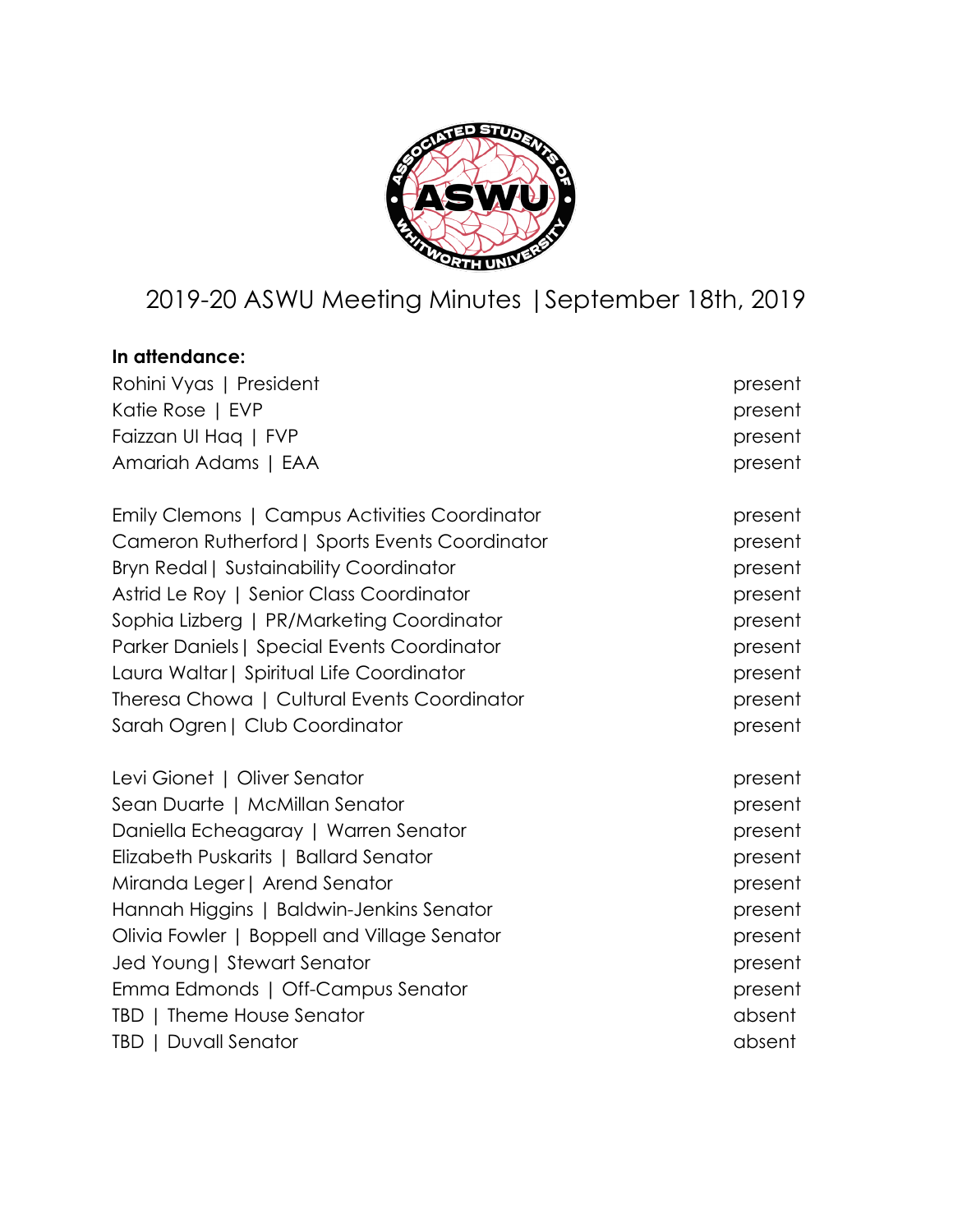# 2019-20 ASWU Meeting Minutes | September 18th, 2019

**In attendance:**

Rohini Vyas | President present
Katie Rose | EVP present
Faizzan Ul Haq | FVP present
Amariah Adams | EAA present

Emily Clemons | Campus Activities Coordinator present
Cameron Rutherford | Sports Events Coordinator present
Bryn Redal | Sustainability Coordinator present
Astrid Le Roy | Senior Class Coordinator present
Sophia Lizberg | PR/Marketing Coordinator present
Parker Daniels | Special Events Coordinator present
Laura Waltar | Spiritual Life Coordinator present
Theresa Chowa | Cultural Events Coordinator present
Sarah Ogren | Club Coordinator present

Levi Gionet | Oliver Senator present
Sean Duarte | McMillan Senator present
Daniella Echeagaray | Warren Senator present
Elizabeth Puskarits | Ballard Senator present
Miranda Leger | Arend Senator present
Hannah Higgins | Baldwin-Jenkins Senator present
Olivia Fowler | Boppell and Village Senator present
Jed Young | Stewart Senator present
Emma Edmonds | Off-Campus Senator present
TBD | Theme House Senator absent
TBD | Duvall Senator absent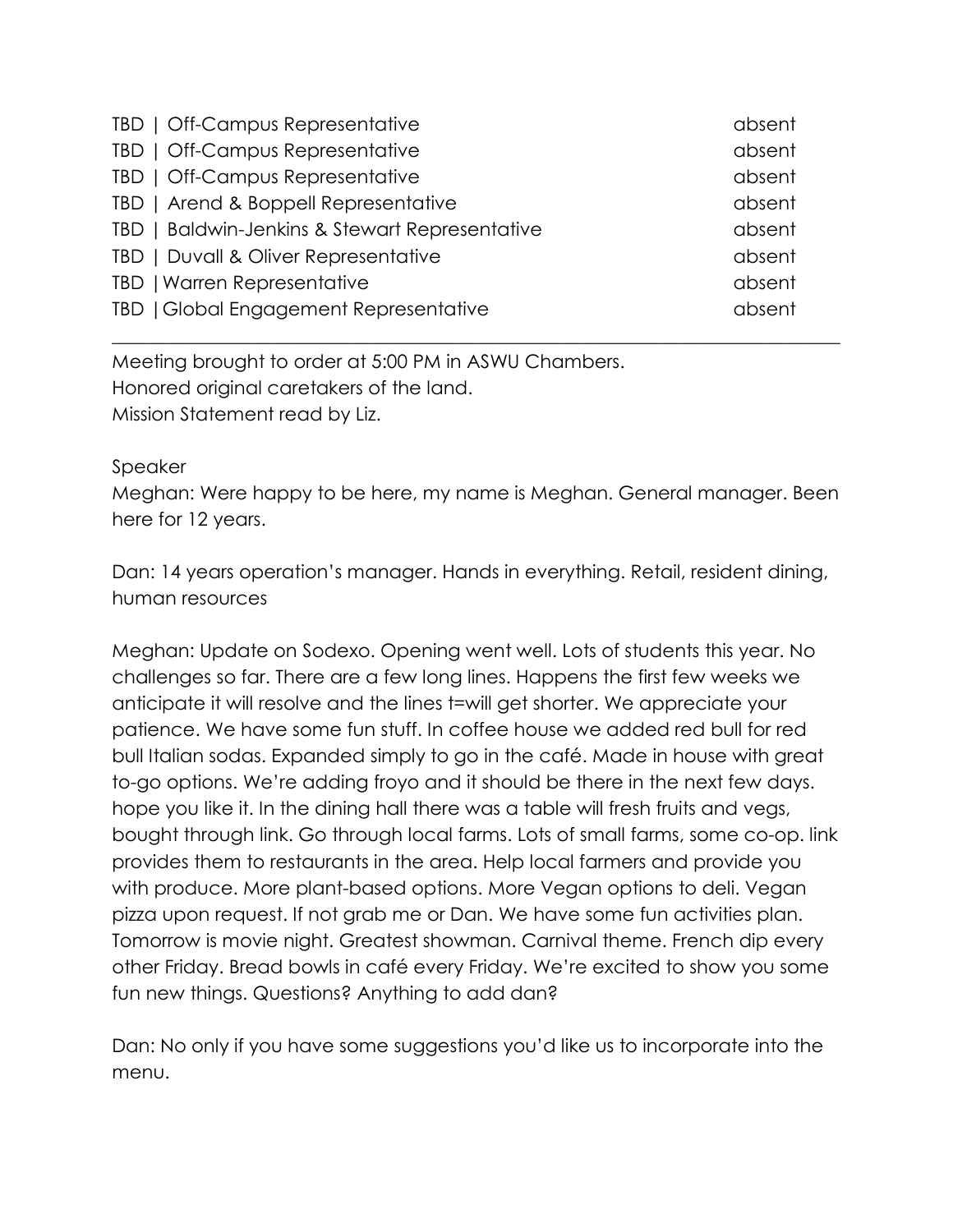| | |
|---|---|
| TBD \| Off-Campus Representative | absent |
| TBD \| Off-Campus Representative | absent |
| TBD \| Off-Campus Representative | absent |
| TBD \| Arend & Boppell Representative | absent |
| TBD \| Baldwin-Jenkins & Stewart Representative | absent |
| TBD \| Duvall & Oliver Representative | absent |
| TBD \|Warren Representative | absent |
| TBD \|Global Engagement Representative | absent |

---

Meeting brought to order at 5:00 PM in ASWU Chambers.
Honored original caretakers of the land.
Mission Statement read by Liz.

Speaker
Meghan: Were happy to be here, my name is Meghan. General manager. Been here for 12 years.

Dan: 14 years operation's manager. Hands in everything. Retail, resident dining, human resources

Meghan: Update on Sodexo. Opening went well. Lots of students this year. No challenges so far. There are a few long lines. Happens the first few weeks we anticipate it will resolve and the lines t=will get shorter. We appreciate your patience. We have some fun stuff. In coffee house we added red bull for red bull Italian sodas. Expanded simply to go in the café. Made in house with great to-go options. We're adding froyo and it should be there in the next few days. hope you like it. In the dining hall there was a table will fresh fruits and vegs, bought through link. Go through local farms. Lots of small farms, some co-op. link provides them to restaurants in the area. Help local farmers and provide you with produce. More plant-based options. More Vegan options to deli. Vegan pizza upon request. If not grab me or Dan. We have some fun activities plan. Tomorrow is movie night. Greatest showman. Carnival theme. French dip every other Friday. Bread bowls in café every Friday. We're excited to show you some fun new things. Questions? Anything to add dan?

Dan: No only if you have some suggestions you'd like us to incorporate into the menu.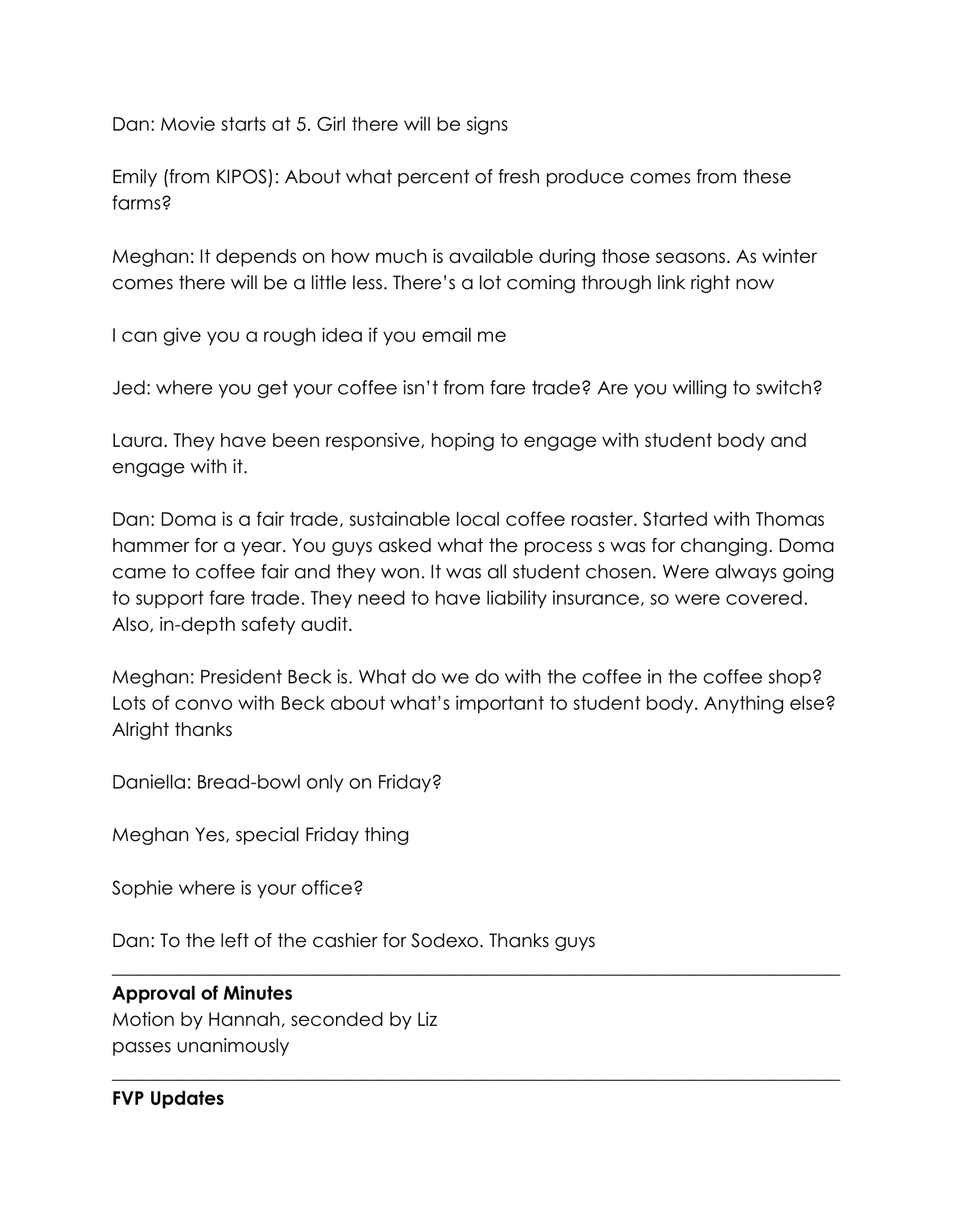Dan: Movie starts at 5. Girl there will be signs

Emily (from KIPOS): About what percent of fresh produce comes from these farms?

Meghan: It depends on how much is available during those seasons. As winter comes there will be a little less. There's a lot coming through link right now

I can give you a rough idea if you email me

Jed: where you get your coffee isn't from fare trade? Are you willing to switch?

Laura. They have been responsive, hoping to engage with student body and engage with it.

Dan: Doma is a fair trade, sustainable local coffee roaster. Started with Thomas hammer for a year. You guys asked what the process s was for changing. Doma came to coffee fair and they won. It was all student chosen. Were always going to support fare trade. They need to have liability insurance, so were covered. Also, in-depth safety audit.

Meghan: President Beck is. What do we do with the coffee in the coffee shop? Lots of convo with Beck about what's important to student body. Anything else? Alright thanks

Daniella: Bread-bowl only on Friday?

Meghan Yes, special Friday thing

Sophie where is your office?

Dan: To the left of the cashier for Sodexo. Thanks guys

---

**Approval of Minutes**
Motion by Hannah, seconded by Liz
passes unanimously

---

**FVP Updates**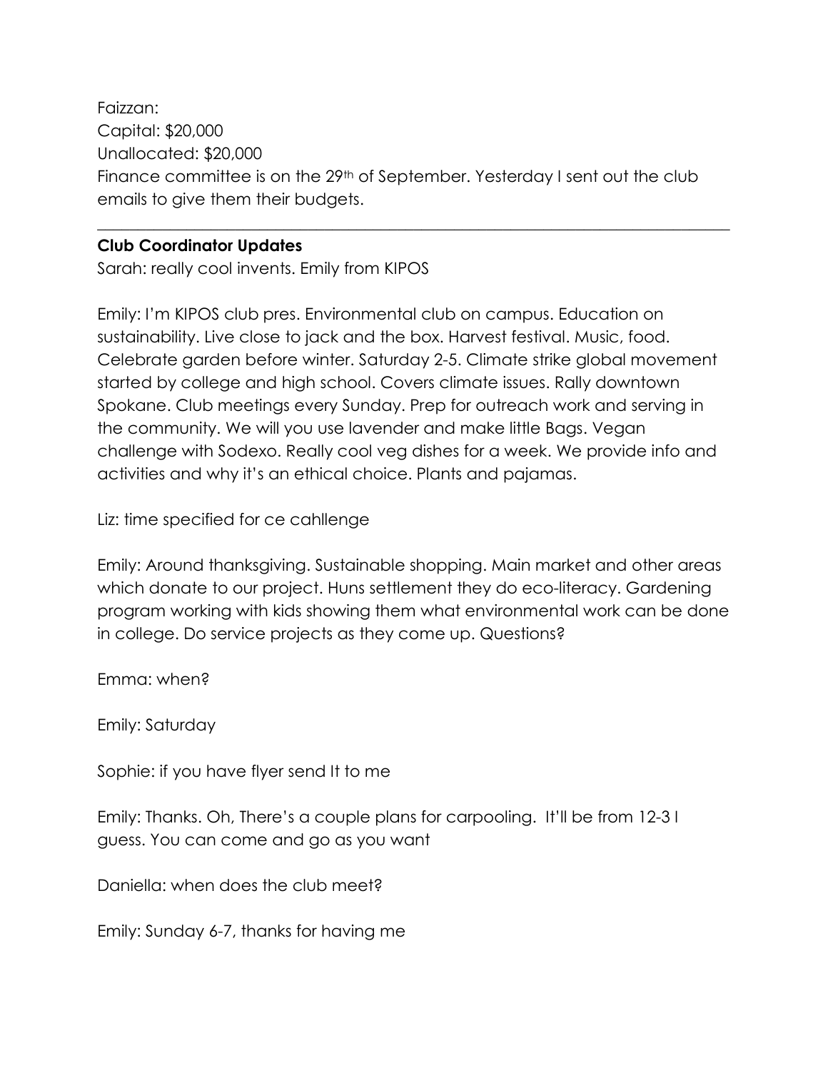Faizzan:
Capital: $20,000
Unallocated: $20,000
Finance committee is on the 29th of September. Yesterday I sent out the club emails to give them their budgets.

---

**Club Coordinator Updates**

Sarah: really cool invents. Emily from KIPOS

Emily: I'm KIPOS club pres. Environmental club on campus. Education on sustainability. Live close to jack and the box. Harvest festival. Music, food. Celebrate garden before winter. Saturday 2-5. Climate strike global movement started by college and high school. Covers climate issues. Rally downtown Spokane. Club meetings every Sunday. Prep for outreach work and serving in the community. We will you use lavender and make little Bags. Vegan challenge with Sodexo. Really cool veg dishes for a week. We provide info and activities and why it's an ethical choice. Plants and pajamas.

Liz: time specified for ce cahllenge

Emily: Around thanksgiving. Sustainable shopping. Main market and other areas which donate to our project. Huns settlement they do eco-literacy. Gardening program working with kids showing them what environmental work can be done in college. Do service projects as they come up. Questions?

Emma: when?

Emily: Saturday

Sophie: if you have flyer send It to me

Emily: Thanks. Oh, There's a couple plans for carpooling. It'll be from 12-3 I guess. You can come and go as you want

Daniella: when does the club meet?

Emily: Sunday 6-7, thanks for having me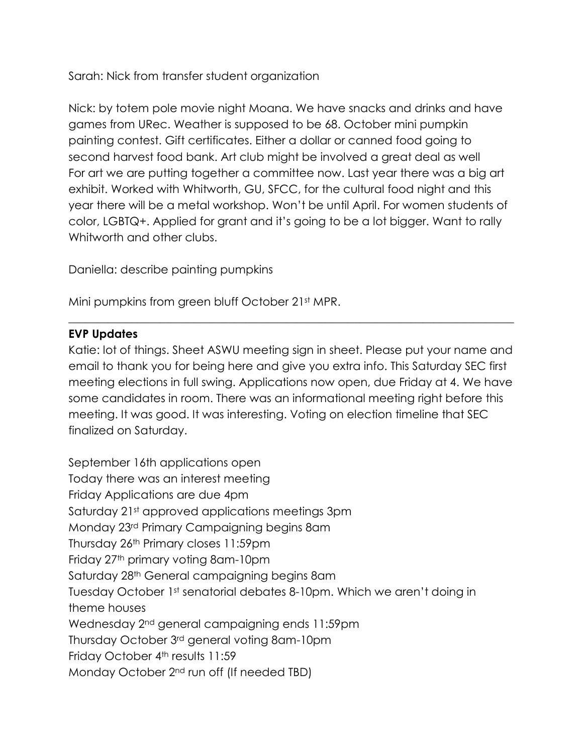Sarah: Nick from transfer student organization

Nick: by totem pole movie night Moana. We have snacks and drinks and have games from URec. Weather is supposed to be 68. October mini pumpkin painting contest. Gift certificates. Either a dollar or canned food going to second harvest food bank. Art club might be involved a great deal as well For art we are putting together a committee now. Last year there was a big art exhibit. Worked with Whitworth, GU, SFCC, for the cultural food night and this year there will be a metal workshop. Won't be until April. For women students of color, LGBTQ+. Applied for grant and it's going to be a lot bigger. Want to rally Whitworth and other clubs.

Daniella: describe painting pumpkins

Mini pumpkins from green bluff October 21st MPR.

---

**EVP Updates**

Katie: lot of things. Sheet ASWU meeting sign in sheet. Please put your name and email to thank you for being here and give you extra info. This Saturday SEC first meeting elections in full swing. Applications now open, due Friday at 4. We have some candidates in room. There was an informational meeting right before this meeting. It was good. It was interesting. Voting on election timeline that SEC finalized on Saturday.

September 16th applications open
Today there was an interest meeting
Friday Applications are due 4pm
Saturday 21st approved applications meetings 3pm
Monday 23rd Primary Campaigning begins 8am
Thursday 26th Primary closes 11:59pm
Friday 27th primary voting 8am-10pm
Saturday 28th General campaigning begins 8am
Tuesday October 1st senatorial debates 8-10pm. Which we aren't doing in theme houses
Wednesday 2nd general campaigning ends 11:59pm
Thursday October 3rd general voting 8am-10pm
Friday October 4th results 11:59
Monday October 2nd run off (If needed TBD)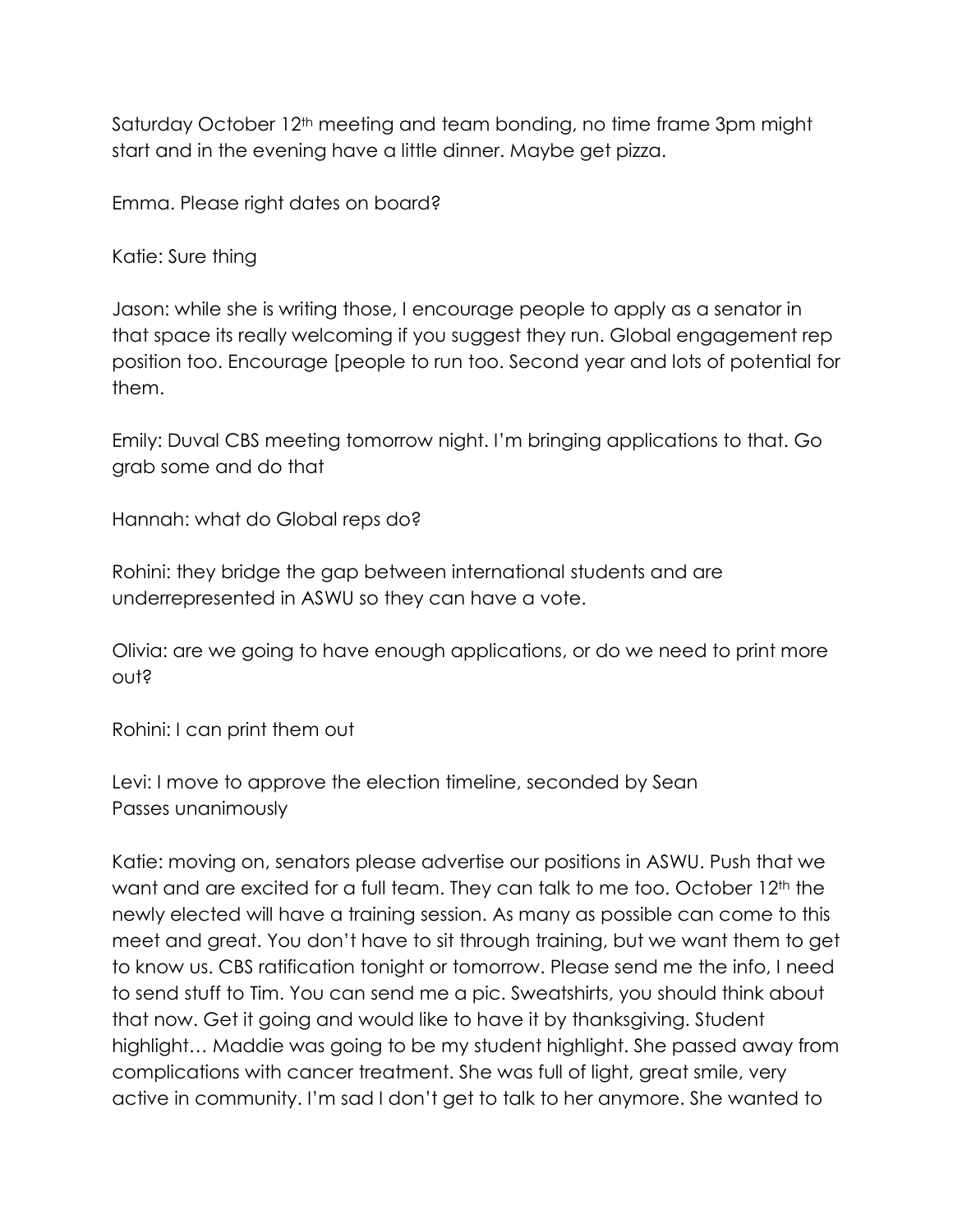Saturday October 12th meeting and team bonding, no time frame 3pm might start and in the evening have a little dinner. Maybe get pizza.

Emma. Please right dates on board?

Katie: Sure thing

Jason: while she is writing those, I encourage people to apply as a senator in that space its really welcoming if you suggest they run. Global engagement rep position too. Encourage [people to run too. Second year and lots of potential for them.

Emily: Duval CBS meeting tomorrow night. I'm bringing applications to that. Go grab some and do that

Hannah: what do Global reps do?

Rohini: they bridge the gap between international students and are underrepresented in ASWU so they can have a vote.

Olivia: are we going to have enough applications, or do we need to print more out?

Rohini: I can print them out

Levi: I move to approve the election timeline, seconded by Sean
Passes unanimously

Katie: moving on, senators please advertise our positions in ASWU. Push that we want and are excited for a full team. They can talk to me too. October 12th the newly elected will have a training session. As many as possible can come to this meet and great. You don't have to sit through training, but we want them to get to know us. CBS ratification tonight or tomorrow. Please send me the info, I need to send stuff to Tim. You can send me a pic. Sweatshirts, you should think about that now. Get it going and would like to have it by thanksgiving. Student highlight… Maddie was going to be my student highlight. She passed away from complications with cancer treatment. She was full of light, great smile, very active in community. I'm sad I don't get to talk to her anymore. She wanted to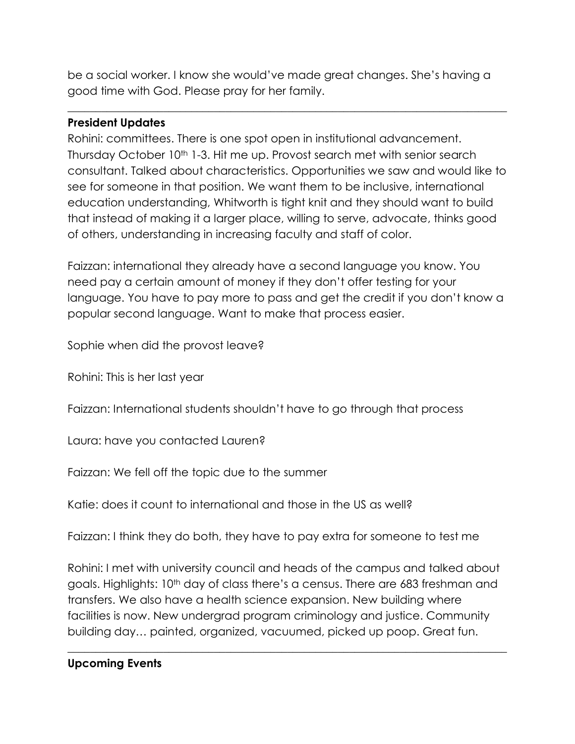be a social worker. I know she would've made great changes. She's having a good time with God. Please pray for her family.

---

**President Updates**

Rohini: committees. There is one spot open in institutional advancement. Thursday October 10th 1-3. Hit me up. Provost search met with senior search consultant. Talked about characteristics. Opportunities we saw and would like to see for someone in that position. We want them to be inclusive, international education understanding, Whitworth is tight knit and they should want to build that instead of making it a larger place, willing to serve, advocate, thinks good of others, understanding in increasing faculty and staff of color.

Faizzan: international they already have a second language you know. You need pay a certain amount of money if they don't offer testing for your language. You have to pay more to pass and get the credit if you don't know a popular second language. Want to make that process easier.

Sophie when did the provost leave?

Rohini: This is her last year

Faizzan: International students shouldn't have to go through that process

Laura: have you contacted Lauren?

Faizzan: We fell off the topic due to the summer

Katie: does it count to international and those in the US as well?

Faizzan: I think they do both, they have to pay extra for someone to test me

Rohini: I met with university council and heads of the campus and talked about goals. Highlights: 10th day of class there's a census. There are 683 freshman and transfers. We also have a health science expansion. New building where facilities is now. New undergrad program criminology and justice. Community building day… painted, organized, vacuumed, picked up poop. Great fun.

---

**Upcoming Events**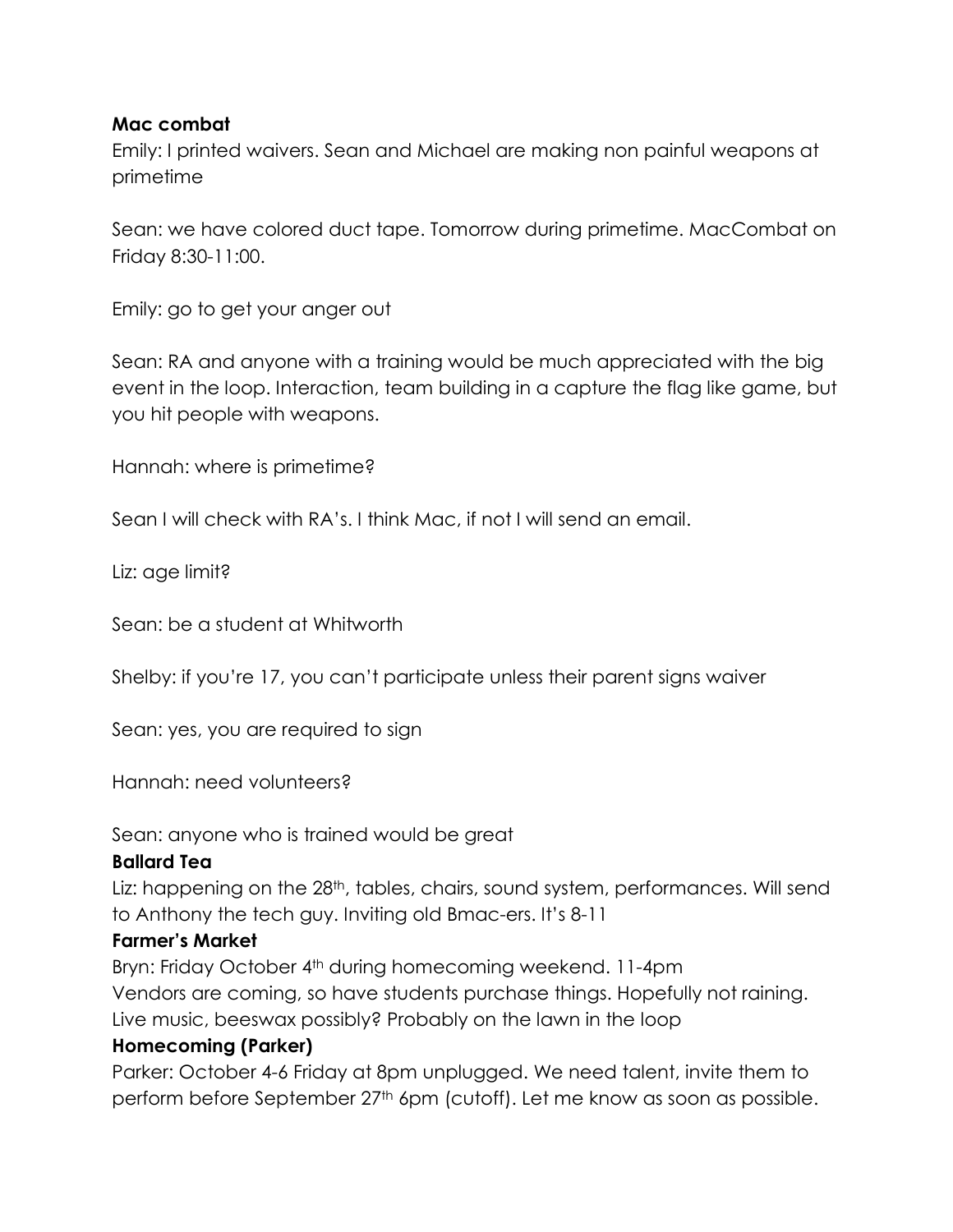**Mac combat**

Emily: I printed waivers. Sean and Michael are making non painful weapons at primetime

Sean: we have colored duct tape. Tomorrow during primetime. MacCombat on Friday 8:30-11:00.

Emily: go to get your anger out

Sean: RA and anyone with a training would be much appreciated with the big event in the loop. Interaction, team building in a capture the flag like game, but you hit people with weapons.

Hannah: where is primetime?

Sean I will check with RA's. I think Mac, if not I will send an email.

Liz: age limit?

Sean: be a student at Whitworth

Shelby: if you're 17, you can't participate unless their parent signs waiver

Sean: yes, you are required to sign

Hannah: need volunteers?

Sean: anyone who is trained would be great

**Ballard Tea**

Liz: happening on the 28th, tables, chairs, sound system, performances. Will send to Anthony the tech guy. Inviting old Bmac-ers. It's 8-11

**Farmer's Market**

Bryn: Friday October 4th during homecoming weekend. 11-4pm
Vendors are coming, so have students purchase things. Hopefully not raining.
Live music, beeswax possibly? Probably on the lawn in the loop

**Homecoming (Parker)**

Parker: October 4-6 Friday at 8pm unplugged. We need talent, invite them to perform before September 27th 6pm (cutoff). Let me know as soon as possible.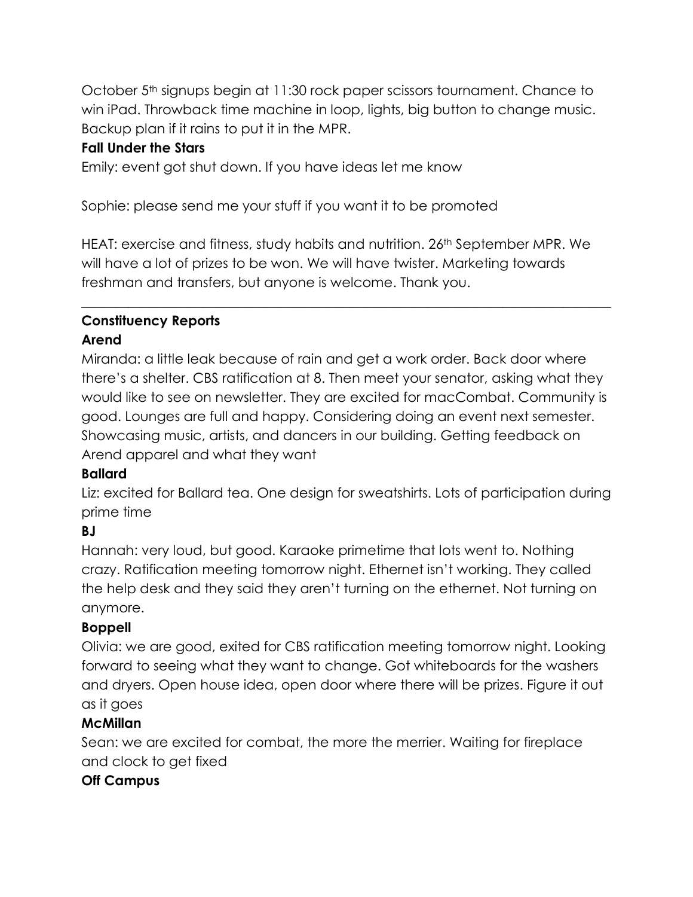October 5th signups begin at 11:30 rock paper scissors tournament. Chance to win iPad. Throwback time machine in loop, lights, big button to change music. Backup plan if it rains to put it in the MPR.

**Fall Under the Stars**

Emily: event got shut down. If you have ideas let me know

Sophie: please send me your stuff if you want it to be promoted

HEAT: exercise and fitness, study habits and nutrition. 26th September MPR. We will have a lot of prizes to be won. We will have twister. Marketing towards freshman and transfers, but anyone is welcome. Thank you.

---

**Constituency Reports**

**Arend**

Miranda: a little leak because of rain and get a work order. Back door where there's a shelter. CBS ratification at 8. Then meet your senator, asking what they would like to see on newsletter. They are excited for macCombat. Community is good. Lounges are full and happy. Considering doing an event next semester. Showcasing music, artists, and dancers in our building. Getting feedback on Arend apparel and what they want

**Ballard**

Liz: excited for Ballard tea. One design for sweatshirts. Lots of participation during prime time

**BJ**

Hannah: very loud, but good. Karaoke primetime that lots went to. Nothing crazy. Ratification meeting tomorrow night. Ethernet isn't working. They called the help desk and they said they aren't turning on the ethernet. Not turning on anymore.

**Boppell**

Olivia: we are good, exited for CBS ratification meeting tomorrow night. Looking forward to seeing what they want to change. Got whiteboards for the washers and dryers. Open house idea, open door where there will be prizes. Figure it out as it goes

**McMillan**

Sean: we are excited for combat, the more the merrier. Waiting for fireplace and clock to get fixed

**Off Campus**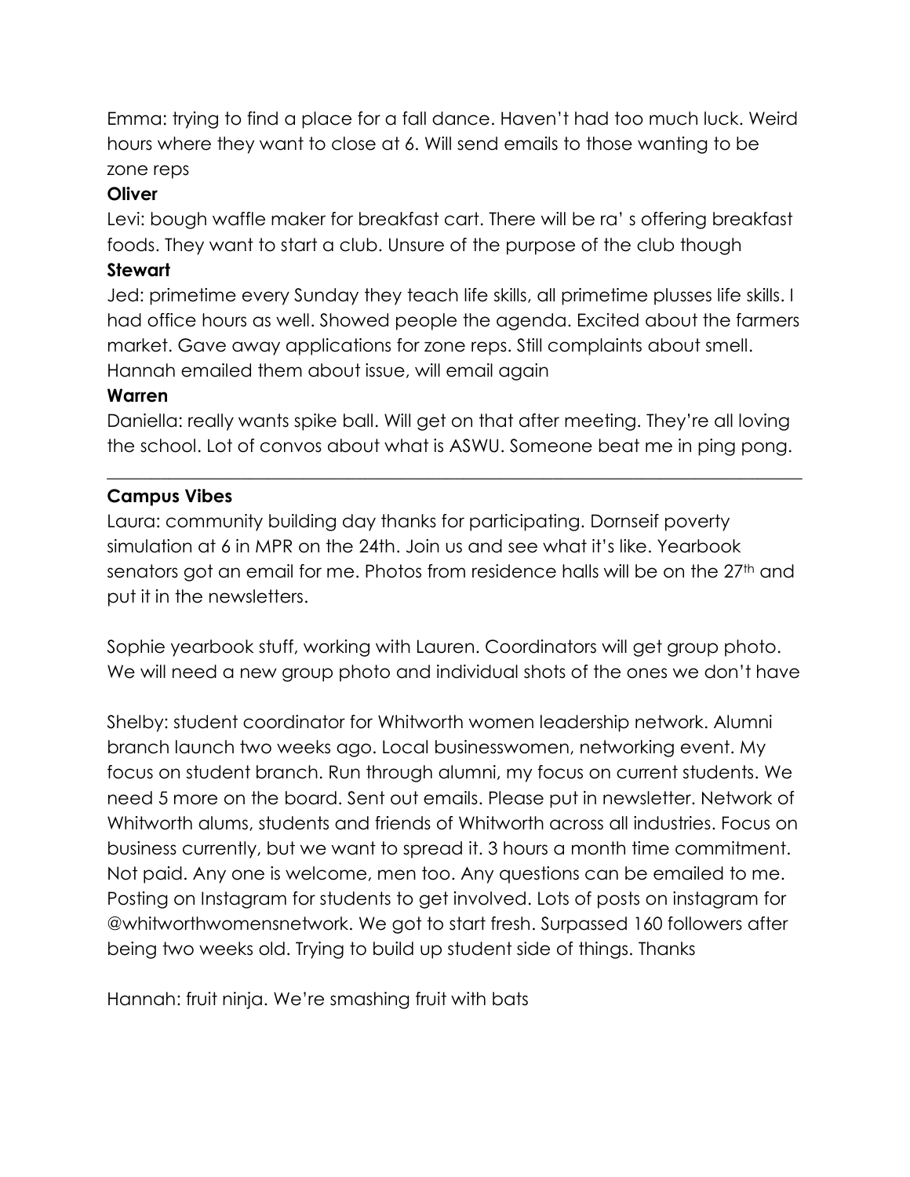Emma: trying to find a place for a fall dance. Haven't had too much luck. Weird hours where they want to close at 6. Will send emails to those wanting to be zone reps

**Oliver**

Levi: bough waffle maker for breakfast cart. There will be ra' s offering breakfast foods. They want to start a club. Unsure of the purpose of the club though

**Stewart**

Jed: primetime every Sunday they teach life skills, all primetime plusses life skills. I had office hours as well. Showed people the agenda. Excited about the farmers market. Gave away applications for zone reps. Still complaints about smell. Hannah emailed them about issue, will email again

**Warren**

Daniella: really wants spike ball. Will get on that after meeting. They're all loving the school. Lot of convos about what is ASWU. Someone beat me in ping pong.

---

**Campus Vibes**

Laura: community building day thanks for participating. Dornseif poverty simulation at 6 in MPR on the 24th. Join us and see what it's like. Yearbook senators got an email for me. Photos from residence halls will be on the 27th and put it in the newsletters.

Sophie yearbook stuff, working with Lauren. Coordinators will get group photo. We will need a new group photo and individual shots of the ones we don't have

Shelby: student coordinator for Whitworth women leadership network. Alumni branch launch two weeks ago. Local businesswomen, networking event. My focus on student branch. Run through alumni, my focus on current students. We need 5 more on the board. Sent out emails. Please put in newsletter. Network of Whitworth alums, students and friends of Whitworth across all industries. Focus on business currently, but we want to spread it. 3 hours a month time commitment. Not paid. Any one is welcome, men too. Any questions can be emailed to me. Posting on Instagram for students to get involved. Lots of posts on instagram for @whitworthwomensnetwork. We got to start fresh. Surpassed 160 followers after being two weeks old. Trying to build up student side of things. Thanks

Hannah: fruit ninja. We're smashing fruit with bats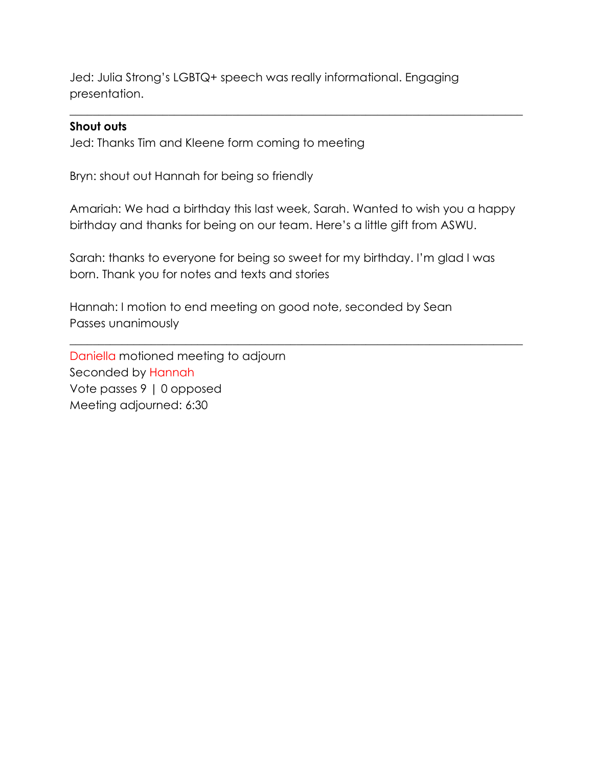Jed: Julia Strong's LGBTQ+ speech was really informational. Engaging presentation.

---

**Shout outs**

Jed: Thanks Tim and Kleene form coming to meeting

Bryn: shout out Hannah for being so friendly

Amariah: We had a birthday this last week, Sarah. Wanted to wish you a happy birthday and thanks for being on our team. Here's a little gift from ASWU.

Sarah: thanks to everyone for being so sweet for my birthday. I'm glad I was born. Thank you for notes and texts and stories

Hannah: I motion to end meeting on good note, seconded by Sean
Passes unanimously

---

Daniella motioned meeting to adjourn
Seconded by Hannah
Vote passes 9 | 0 opposed
Meeting adjourned: 6:30